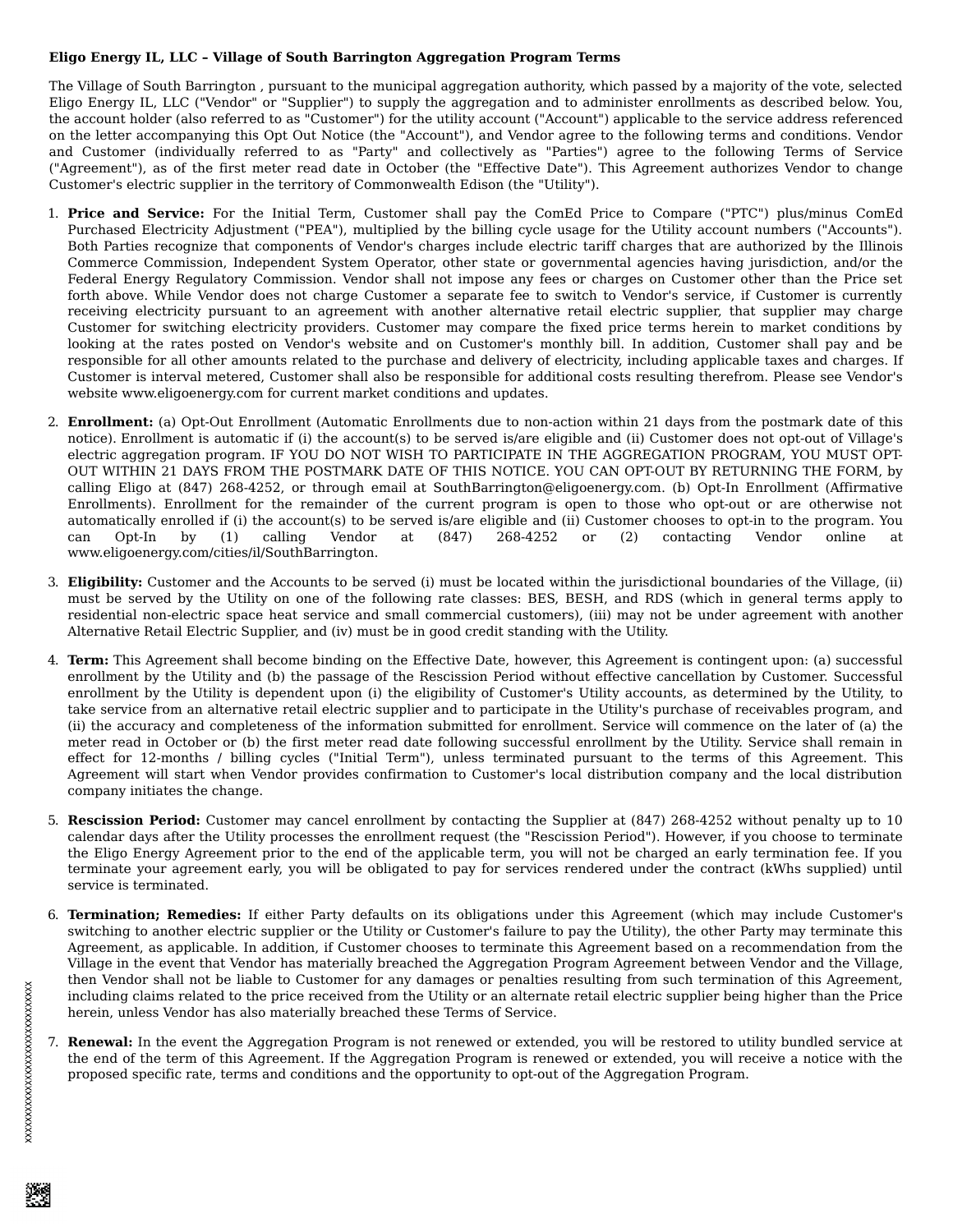**Eligo Energy IL, LLC – Village of South Barrington Aggregation Program Terms**

The Village of South Barrington , pursuant to the municipal aggregation authority, which passed by a majority of the vote, selected Eligo Energy IL, LLC ("Vendor" or "Supplier") to supply the aggregation and to administer enrollments as described below. You, the account holder (also referred to as "Customer") for the utility account ("Account") applicable to the service address referenced on the letter accompanying this Opt Out Notice (the "Account"), and Vendor agree to the following terms and conditions. Vendor and Customer (individually referred to as "Party" and collectively as "Parties") agree to the following Terms of Service ("Agreement"), as of the first meter read date in October (the "Effective Date"). This Agreement authorizes Vendor to change Customer's electric supplier in the territory of Commonwealth Edison (the "Utility").

1. **Price and Service:** For the Initial Term, Customer shall pay the ComEd Price to Compare ("PTC") plus/minus ComEd Purchased Electricity Adjustment ("PEA"), multiplied by the billing cycle usage for the Utility account numbers ("Accounts"). Both Parties recognize that components of Vendor's charges include electric tariff charges that are authorized by the Illinois Commerce Commission, Independent System Operator, other state or governmental agencies having jurisdiction, and/or the Federal Energy Regulatory Commission. Vendor shall not impose any fees or charges on Customer other than the Price set forth above. While Vendor does not charge Customer a separate fee to switch to Vendor's service, if Customer is currently receiving electricity pursuant to an agreement with another alternative retail electric supplier, that supplier may charge Customer for switching electricity providers. Customer may compare the fixed price terms herein to market conditions by looking at the rates posted on Vendor's website and on Customer's monthly bill. In addition, Customer shall pay and be responsible for all other amounts related to the purchase and delivery of electricity, including applicable taxes and charges. If Customer is interval metered, Customer shall also be responsible for additional costs resulting therefrom. Please see Vendor's website www.eligoenergy.com for current market conditions and updates.

2. **Enrollment:** (a) Opt-Out Enrollment (Automatic Enrollments due to non-action within 21 days from the postmark date of this notice). Enrollment is automatic if (i) the account(s) to be served is/are eligible and (ii) Customer does not opt-out of Village's electric aggregation program. IF YOU DO NOT WISH TO PARTICIPATE IN THE AGGREGATION PROGRAM, YOU MUST OPT-OUT WITHIN 21 DAYS FROM THE POSTMARK DATE OF THIS NOTICE. YOU CAN OPT-OUT BY RETURNING THE FORM, by calling Eligo at (847) 268-4252, or through email at SouthBarrington@eligoenergy.com. (b) Opt-In Enrollment (Affirmative Enrollments). Enrollment for the remainder of the current program is open to those who opt-out or are otherwise not automatically enrolled if (i) the account(s) to be served is/are eligible and (ii) Customer chooses to opt-in to the program. You can Opt-In by (1) calling Vendor at (847) 268-4252 or (2) contacting Vendor online at www.eligoenergy.com/cities/il/SouthBarrington.

3. **Eligibility:** Customer and the Accounts to be served (i) must be located within the jurisdictional boundaries of the Village, (ii) must be served by the Utility on one of the following rate classes: BES, BESH, and RDS (which in general terms apply to residential non-electric space heat service and small commercial customers), (iii) may not be under agreement with another Alternative Retail Electric Supplier, and (iv) must be in good credit standing with the Utility.

4. **Term:** This Agreement shall become binding on the Effective Date, however, this Agreement is contingent upon: (a) successful enrollment by the Utility and (b) the passage of the Rescission Period without effective cancellation by Customer. Successful enrollment by the Utility is dependent upon (i) the eligibility of Customer's Utility accounts, as determined by the Utility, to take service from an alternative retail electric supplier and to participate in the Utility's purchase of receivables program, and (ii) the accuracy and completeness of the information submitted for enrollment. Service will commence on the later of (a) the meter read in October or (b) the first meter read date following successful enrollment by the Utility. Service shall remain in effect for 12-months / billing cycles ("Initial Term"), unless terminated pursuant to the terms of this Agreement. This Agreement will start when Vendor provides confirmation to Customer's local distribution company and the local distribution company initiates the change.

5. **Rescission Period:** Customer may cancel enrollment by contacting the Supplier at (847) 268-4252 without penalty up to 10 calendar days after the Utility processes the enrollment request (the "Rescission Period"). However, if you choose to terminate the Eligo Energy Agreement prior to the end of the applicable term, you will not be charged an early termination fee. If you terminate your agreement early, you will be obligated to pay for services rendered under the contract (kWhs supplied) until service is terminated.

6. **Termination; Remedies:** If either Party defaults on its obligations under this Agreement (which may include Customer's switching to another electric supplier or the Utility or Customer's failure to pay the Utility), the other Party may terminate this Agreement, as applicable. In addition, if Customer chooses to terminate this Agreement based on a recommendation from the Village in the event that Vendor has materially breached the Aggregation Program Agreement between Vendor and the Village, then Vendor shall not be liable to Customer for any damages or penalties resulting from such termination of this Agreement, including claims related to the price received from the Utility or an alternate retail electric supplier being higher than the Price herein, unless Vendor has also materially breached these Terms of Service.

7. **Renewal:** In the event the Aggregation Program is not renewed or extended, you will be restored to utility bundled service at the end of the term of this Agreement. If the Aggregation Program is renewed or extended, you will receive a notice with the proposed specific rate, terms and conditions and the opportunity to opt-out of the Aggregation Program.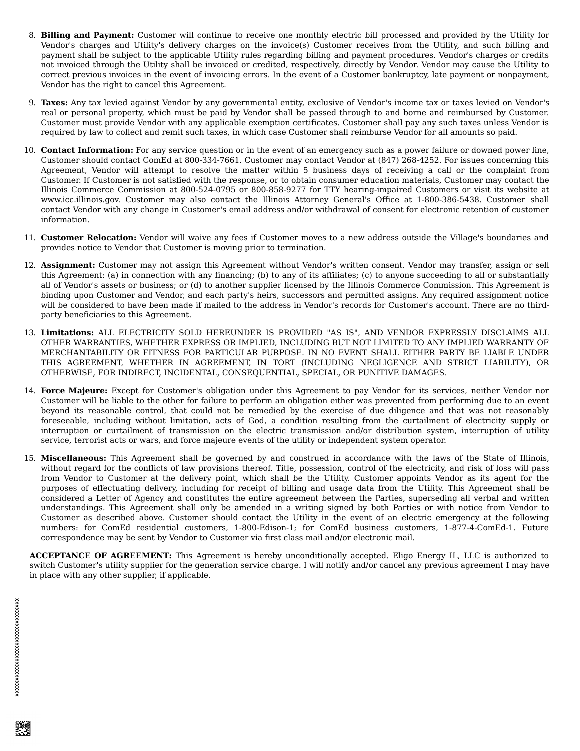8. **Billing and Payment:** Customer will continue to receive one monthly electric bill processed and provided by the Utility for Vendor's charges and Utility's delivery charges on the invoice(s) Customer receives from the Utility, and such billing and payment shall be subject to the applicable Utility rules regarding billing and payment procedures. Vendor's charges or credits not invoiced through the Utility shall be invoiced or credited, respectively, directly by Vendor. Vendor may cause the Utility to correct previous invoices in the event of invoicing errors. In the event of a Customer bankruptcy, late payment or nonpayment, Vendor has the right to cancel this Agreement.

9. **Taxes:** Any tax levied against Vendor by any governmental entity, exclusive of Vendor's income tax or taxes levied on Vendor's real or personal property, which must be paid by Vendor shall be passed through to and borne and reimbursed by Customer. Customer must provide Vendor with any applicable exemption certificates. Customer shall pay any such taxes unless Vendor is required by law to collect and remit such taxes, in which case Customer shall reimburse Vendor for all amounts so paid.

10. **Contact Information:** For any service question or in the event of an emergency such as a power failure or downed power line, Customer should contact ComEd at 800-334-7661. Customer may contact Vendor at (847) 268-4252. For issues concerning this Agreement, Vendor will attempt to resolve the matter within 5 business days of receiving a call or the complaint from Customer. If Customer is not satisfied with the response, or to obtain consumer education materials, Customer may contact the Illinois Commerce Commission at 800-524-0795 or 800-858-9277 for TTY hearing-impaired Customers or visit its website at www.icc.illinois.gov. Customer may also contact the Illinois Attorney General's Office at 1-800-386-5438. Customer shall contact Vendor with any change in Customer's email address and/or withdrawal of consent for electronic retention of customer information.

11. **Customer Relocation:** Vendor will waive any fees if Customer moves to a new address outside the Village's boundaries and provides notice to Vendor that Customer is moving prior to termination.

12. **Assignment:** Customer may not assign this Agreement without Vendor's written consent. Vendor may transfer, assign or sell this Agreement: (a) in connection with any financing; (b) to any of its affiliates; (c) to anyone succeeding to all or substantially all of Vendor's assets or business; or (d) to another supplier licensed by the Illinois Commerce Commission. This Agreement is binding upon Customer and Vendor, and each party's heirs, successors and permitted assigns. Any required assignment notice will be considered to have been made if mailed to the address in Vendor's records for Customer's account. There are no third-party beneficiaries to this Agreement.

13. **Limitations:** ALL ELECTRICITY SOLD HEREUNDER IS PROVIDED "AS IS", AND VENDOR EXPRESSLY DISCLAIMS ALL OTHER WARRANTIES, WHETHER EXPRESS OR IMPLIED, INCLUDING BUT NOT LIMITED TO ANY IMPLIED WARRANTY OF MERCHANTABILITY OR FITNESS FOR PARTICULAR PURPOSE. IN NO EVENT SHALL EITHER PARTY BE LIABLE UNDER THIS AGREEMENT, WHETHER IN AGREEMENT, IN TORT (INCLUDING NEGLIGENCE AND STRICT LIABILITY), OR OTHERWISE, FOR INDIRECT, INCIDENTAL, CONSEQUENTIAL, SPECIAL, OR PUNITIVE DAMAGES.

14. **Force Majeure:** Except for Customer's obligation under this Agreement to pay Vendor for its services, neither Vendor nor Customer will be liable to the other for failure to perform an obligation either was prevented from performing due to an event beyond its reasonable control, that could not be remedied by the exercise of due diligence and that was not reasonably foreseeable, including without limitation, acts of God, a condition resulting from the curtailment of electricity supply or interruption or curtailment of transmission on the electric transmission and/or distribution system, interruption of utility service, terrorist acts or wars, and force majeure events of the utility or independent system operator.

15. **Miscellaneous:** This Agreement shall be governed by and construed in accordance with the laws of the State of Illinois, without regard for the conflicts of law provisions thereof. Title, possession, control of the electricity, and risk of loss will pass from Vendor to Customer at the delivery point, which shall be the Utility. Customer appoints Vendor as its agent for the purposes of effectuating delivery, including for receipt of billing and usage data from the Utility. This Agreement shall be considered a Letter of Agency and constitutes the entire agreement between the Parties, superseding all verbal and written understandings. This Agreement shall only be amended in a writing signed by both Parties or with notice from Vendor to Customer as described above. Customer should contact the Utility in the event of an electric emergency at the following numbers: for ComEd residential customers, 1-800-Edison-1; for ComEd business customers, 1-877-4-ComEd-1. Future correspondence may be sent by Vendor to Customer via first class mail and/or electronic mail.

**ACCEPTANCE OF AGREEMENT:** This Agreement is hereby unconditionally accepted. Eligo Energy IL, LLC is authorized to switch Customer's utility supplier for the generation service charge. I will notify and/or cancel any previous agreement I may have in place with any other supplier, if applicable.